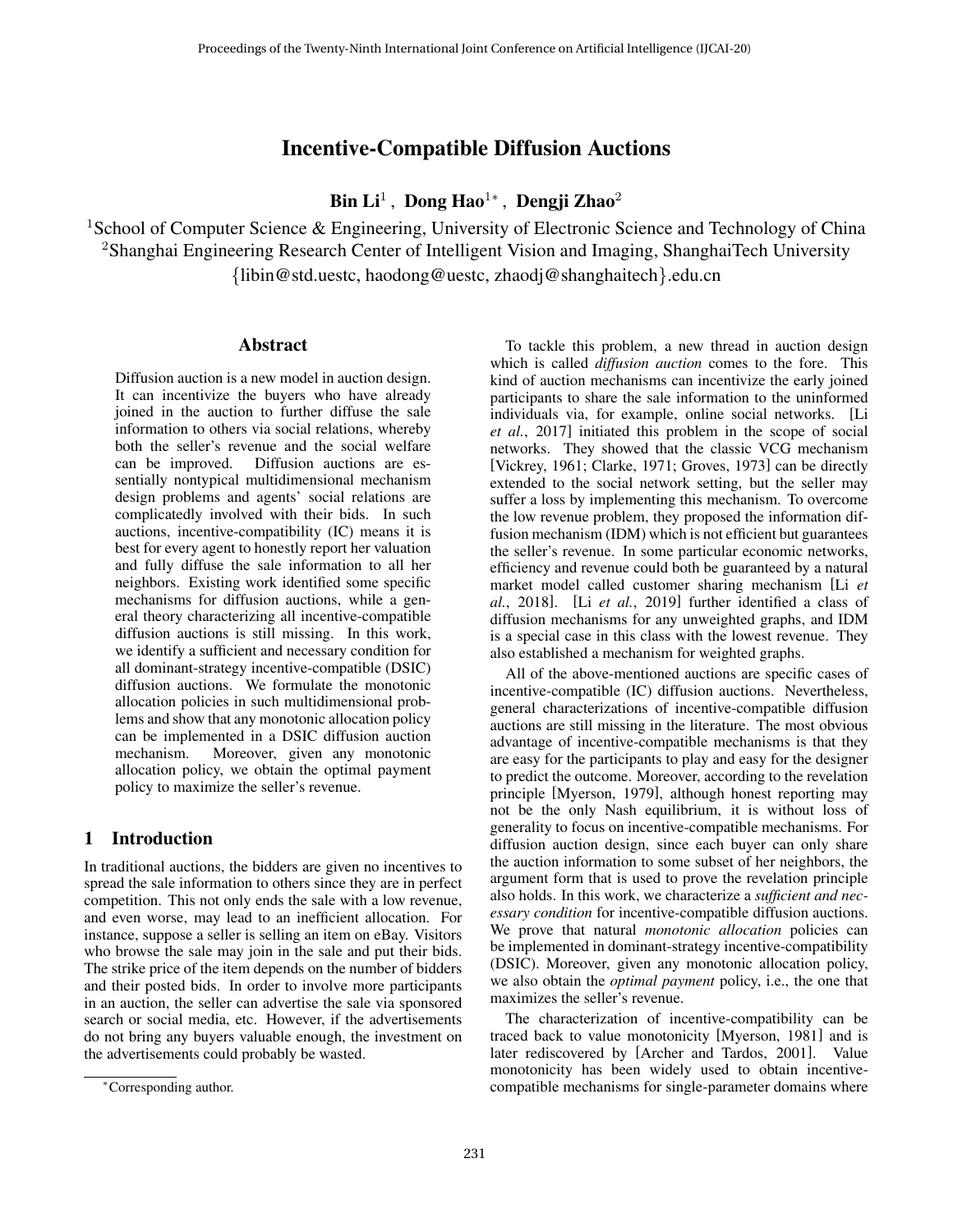# Incentive-Compatible Diffusion Auctions

**Bin Li**[1], **Dong Hao**[1]*, **Dengji Zhao**[2]

[1]School of Computer Science & Engineering, University of Electronic Science and Technology of China
[2]Shanghai Engineering Research Center of Intelligent Vision and Imaging, ShanghaiTech University
{libin@std.uestc, haodong@uestc, zhaodj@shanghaitech}.edu.cn

## Abstract

Diffusion auction is a new model in auction design. It can incentivize the buyers who have already joined in the auction to further diffuse the sale information to others via social relations, whereby both the seller's revenue and the social welfare can be improved. Diffusion auctions are essentially nontypical multidimensional mechanism design problems and agents' social relations are complicatedly involved with their bids. In such auctions, incentive-compatibility (IC) means it is best for every agent to honestly report her valuation and fully diffuse the sale information to all her neighbors. Existing work identified some specific mechanisms for diffusion auctions, while a general theory characterizing all incentive-compatible diffusion auctions is still missing. In this work, we identify a sufficient and necessary condition for all dominant-strategy incentive-compatible (DSIC) diffusion auctions. We formulate the monotonic allocation policies in such multidimensional problems and show that any monotonic allocation policy can be implemented in a DSIC diffusion auction mechanism. Moreover, given any monotonic allocation policy, we obtain the optimal payment policy to maximize the seller's revenue.

## 1 Introduction

In traditional auctions, the bidders are given no incentives to spread the sale information to others since they are in perfect competition. This not only ends the sale with a low revenue, and even worse, may lead to an inefficient allocation. For instance, suppose a seller is selling an item on eBay. Visitors who browse the sale may join in the sale and put their bids. The strike price of the item depends on the number of bidders and their posted bids. In order to involve more participants in an auction, the seller can advertise the sale via sponsored search or social media, etc. However, if the advertisements do not bring any buyers valuable enough, the investment on the advertisements could probably be wasted.

To tackle this problem, a new thread in auction design which is called *diffusion auction* comes to the fore. This kind of auction mechanisms can incentivize the early joined participants to share the sale information to the uninformed individuals via, for example, online social networks. [Li *et al.*, 2017] initiated this problem in the scope of social networks. They showed that the classic VCG mechanism [Vickrey, 1961; Clarke, 1971; Groves, 1973] can be directly extended to the social network setting, but the seller may suffer a loss by implementing this mechanism. To overcome the low revenue problem, they proposed the information diffusion mechanism (IDM) which is not efficient but guarantees the seller's revenue. In some particular economic networks, efficiency and revenue could both be guaranteed by a natural market model called customer sharing mechanism [Li *et al.*, 2018]. [Li *et al.*, 2019] further identified a class of diffusion mechanisms for any unweighted graphs, and IDM is a special case in this class with the lowest revenue. They also established a mechanism for weighted graphs.

All of the above-mentioned auctions are specific cases of incentive-compatible (IC) diffusion auctions. Nevertheless, general characterizations of incentive-compatible diffusion auctions are still missing in the literature. The most obvious advantage of incentive-compatible mechanisms is that they are easy for the participants to play and easy for the designer to predict the outcome. Moreover, according to the revelation principle [Myerson, 1979], although honest reporting may not be the only Nash equilibrium, it is without loss of generality to focus on incentive-compatible mechanisms. For diffusion auction design, since each buyer can only share the auction information to some subset of her neighbors, the argument form that is used to prove the revelation principle also holds. In this work, we characterize a *sufficient and necessary condition* for incentive-compatible diffusion auctions. We prove that natural *monotonic allocation* policies can be implemented in dominant-strategy incentive-compatibility (DSIC). Moreover, given any monotonic allocation policy, we also obtain the *optimal payment* policy, i.e., the one that maximizes the seller's revenue.

The characterization of incentive-compatibility can be traced back to value monotonicity [Myerson, 1981] and is later rediscovered by [Archer and Tardos, 2001]. Value monotonicity has been widely used to obtain incentive-compatible mechanisms for single-parameter domains where

*Corresponding author.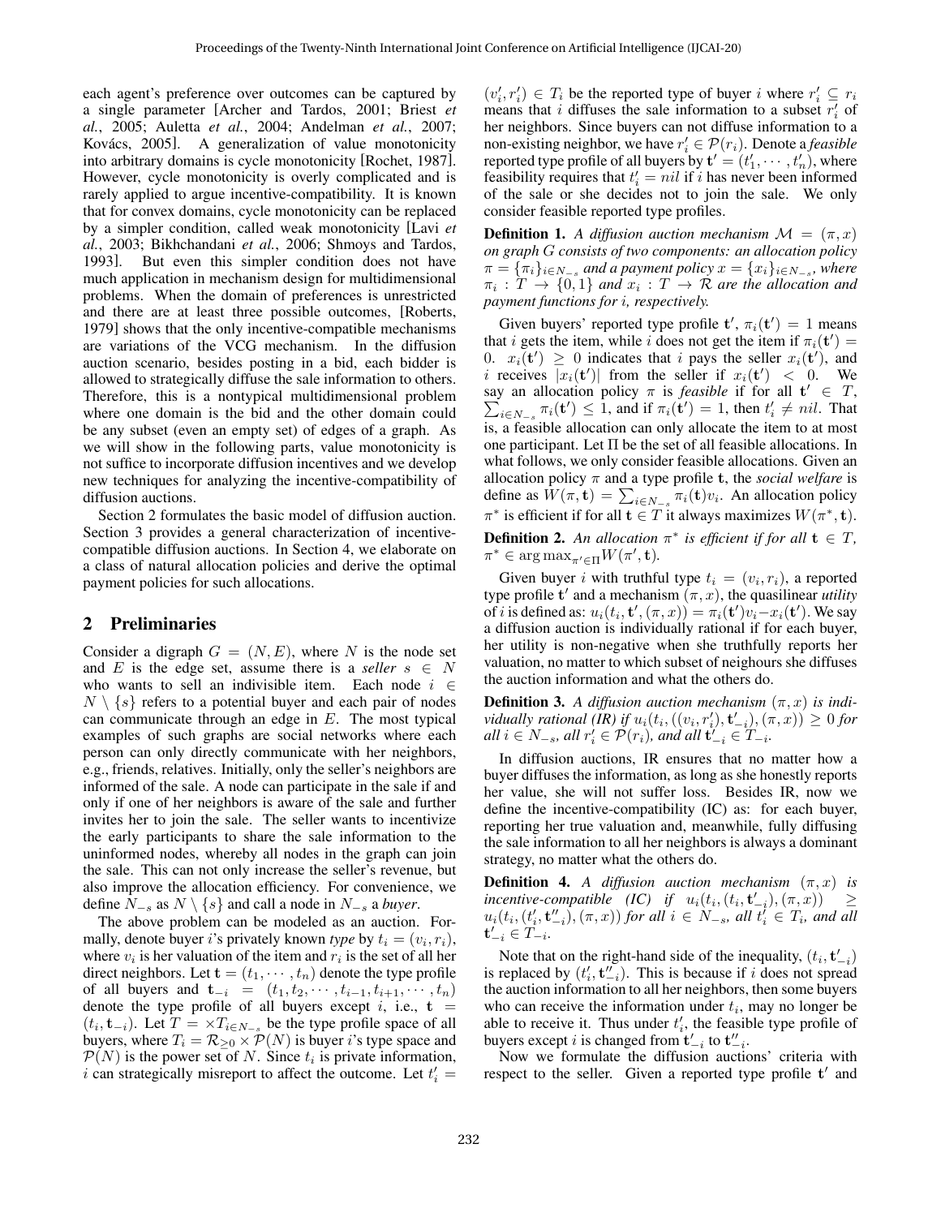each agent's preference over outcomes can be captured by a single parameter [Archer and Tardos, 2001; Briest *et al.*, 2005; Auletta *et al.*, 2004; Andelman *et al.*, 2007; Kovács, 2005]. A generalization of value monotonicity into arbitrary domains is cycle monotonicity [Rochet, 1987]. However, cycle monotonicity is overly complicated and is rarely applied to argue incentive-compatibility. It is known that for convex domains, cycle monotonicity can be replaced by a simpler condition, called weak monotonicity [Lavi *et al.*, 2003; Bikhchandani *et al.*, 2006; Shmoys and Tardos, 1993]. But even this simpler condition does not have much application in mechanism design for multidimensional problems. When the domain of preferences is unrestricted and there are at least three possible outcomes, [Roberts, 1979] shows that the only incentive-compatible mechanisms are variations of the VCG mechanism. In the diffusion auction scenario, besides posting in a bid, each bidder is allowed to strategically diffuse the sale information to others. Therefore, this is a nontypical multidimensional problem where one domain is the bid and the other domain could be any subset (even an empty set) of edges of a graph. As we will show in the following parts, value monotonicity is not suffice to incorporate diffusion incentives and we develop new techniques for analyzing the incentive-compatibility of diffusion auctions.

Section 2 formulates the basic model of diffusion auction. Section 3 provides a general characterization of incentive-compatible diffusion auctions. In Section 4, we elaborate on a class of natural allocation policies and derive the optimal payment policies for such allocations.

## 2 Preliminaries

Consider a digraph $G = (N, E)$, where $N$ is the node set and $E$ is the edge set, assume there is a *seller* $s \in N$ who wants to sell an indivisible item. Each node $i \in N \setminus \{s\}$ refers to a potential buyer and each pair of nodes can communicate through an edge in $E$. The most typical examples of such graphs are social networks where each person can only directly communicate with her neighbors, e.g., friends, relatives. Initially, only the seller's neighbors are informed of the sale. A node can participate in the sale if and only if one of her neighbors is aware of the sale and further invites her to join the sale. The seller wants to incentivize the early participants to share the sale information to the uninformed nodes, whereby all nodes in the graph can join the sale. This can not only increase the seller's revenue, but also improve the allocation efficiency. For convenience, we define $N_{-s}$ as $N \setminus \{s\}$ and call a node in $N_{-s}$ a *buyer*.

The above problem can be modeled as an auction. Formally, denote buyer $i$'s privately known *type* by $t_i = (v_i, r_i)$, where $v_i$ is her valuation of the item and $r_i$ is the set of all her direct neighbors. Let $\mathbf{t} = (t_1, \cdots, t_n)$ denote the type profile of all buyers and $\mathbf{t}_{-i} = (t_1, t_2, \cdots, t_{i-1}, t_{i+1}, \cdots, t_n)$ denote the type profile of all buyers except $i$, i.e., $\mathbf{t} = (t_i, \mathbf{t}_{-i})$. Let $T = \times T_{i \in N_{-s}}$ be the type profile space of all buyers, where $T_i = \mathcal{R}_{\geq 0} \times \mathcal{P}(N)$ is buyer $i$'s type space and $\mathcal{P}(N)$ is the power set of $N$. Since $t_i$ is private information, $i$ can strategically misreport to affect the outcome. Let $t'_i = (v'_i, r'_i) \in T_i$ be the reported type of buyer $i$ where $r'_i \subseteq r_i$ means that $i$ diffuses the sale information to a subset $r'_i$ of her neighbors. Since buyers can not diffuse information to a non-existing neighbor, we have $r'_i \in \mathcal{P}(r_i)$. Denote a *feasible* reported type profile of all buyers by $\mathbf{t}' = (t'_1, \cdots, t'_n)$, where feasibility requires that $t'_i = nil$ if $i$ has never been informed of the sale or she decides not to join the sale. We only consider feasible reported type profiles.

**Definition 1.** *A diffusion auction mechanism $\mathcal{M} = (\pi, x)$ on graph $G$ consists of two components: an allocation policy $\pi = \{\pi_i\}_{i \in N_{-s}}$ and a payment policy $x = \{x_i\}_{i \in N_{-s}}$, where $\pi_i : T \to \{0, 1\}$ and $x_i : T \to \mathcal{R}$ are the allocation and payment functions for $i$, respectively.*

Given buyers' reported type profile $\mathbf{t}'$, $\pi_i(\mathbf{t}') = 1$ means that $i$ gets the item, while $i$ does not get the item if $\pi_i(\mathbf{t}') = 0$. $x_i(\mathbf{t}') \geq 0$ indicates that $i$ pays the seller $x_i(\mathbf{t}')$, and $i$ receives $|x_i(\mathbf{t}')|$ from the seller if $x_i(\mathbf{t}') < 0$. We say an allocation policy $\pi$ is *feasible* if for all $\mathbf{t}' \in T$, $\sum_{i \in N_{-s}} \pi_i(\mathbf{t}') \leq 1$, and if $\pi_i(\mathbf{t}') = 1$, then $t'_i \neq nil$. That is, a feasible allocation can only allocate the item to at most one participant. Let $\Pi$ be the set of all feasible allocations. In what follows, we only consider feasible allocations. Given an allocation policy $\pi$ and a type profile $\mathbf{t}$, the *social welfare* is define as $W(\pi, \mathbf{t}) = \sum_{i \in N_{-s}} \pi_i(\mathbf{t}) v_i$. An allocation policy $\pi^*$ is efficient if for all $\mathbf{t} \in T$ it always maximizes $W(\pi^*, \mathbf{t})$.

**Definition 2.** *An allocation $\pi^*$ is efficient if for all $\mathbf{t} \in T$, $\pi^* \in \arg\max_{\pi' \in \Pi} W(\pi', \mathbf{t})$.*

Given buyer $i$ with truthful type $t_i = (v_i, r_i)$, a reported type profile $\mathbf{t}'$ and a mechanism $(\pi, x)$, the quasilinear *utility* of $i$ is defined as: $u_i(t_i, \mathbf{t}', (\pi, x)) = \pi_i(\mathbf{t}') v_i - x_i(\mathbf{t}')$. We say a diffusion auction is individually rational if for each buyer, her utility is non-negative when she truthfully reports her valuation, no matter to which subset of neighbours she diffuses the auction information and what the others do.

**Definition 3.** *A diffusion auction mechanism $(\pi, x)$ is individually rational (IR) if $u_i(t_i, ((v_i, r'_i), \mathbf{t}'_{-i}), (\pi, x)) \geq 0$ for all $i \in N_{-s}$, all $r'_i \in \mathcal{P}(r_i)$, and all $\mathbf{t}'_{-i} \in T_{-i}$.*

In diffusion auctions, IR ensures that no matter how a buyer diffuses the information, as long as she honestly reports her value, she will not suffer loss. Besides IR, now we define the incentive-compatibility (IC) as: for each buyer, reporting her true valuation and, meanwhile, fully diffusing the sale information to all her neighbors is always a dominant strategy, no matter what the others do.

**Definition 4.** *A diffusion auction mechanism $(\pi, x)$ is incentive-compatible (IC) if $u_i(t_i, (t_i, \mathbf{t}'_{-i}), (\pi, x)) \geq u_i(t_i, (t'_i, \mathbf{t}''_{-i}), (\pi, x))$ for all $i \in N_{-s}$, all $t'_i \in T_i$, and all $\mathbf{t}'_{-i} \in T_{-i}$.*

Note that on the right-hand side of the inequality, $(t_i, \mathbf{t}'_{-i})$ is replaced by $(t'_i, \mathbf{t}''_{-i})$. This is because if $i$ does not spread the auction information to all her neighbors, then some buyers who can receive the information under $t_i$, may no longer be able to receive it. Thus under $t'_i$, the feasible type profile of buyers except $i$ is changed from $\mathbf{t}'_{-i}$ to $\mathbf{t}''_{-i}$.

Now we formulate the diffusion auctions' criteria with respect to the seller. Given a reported type profile $\mathbf{t}'$ and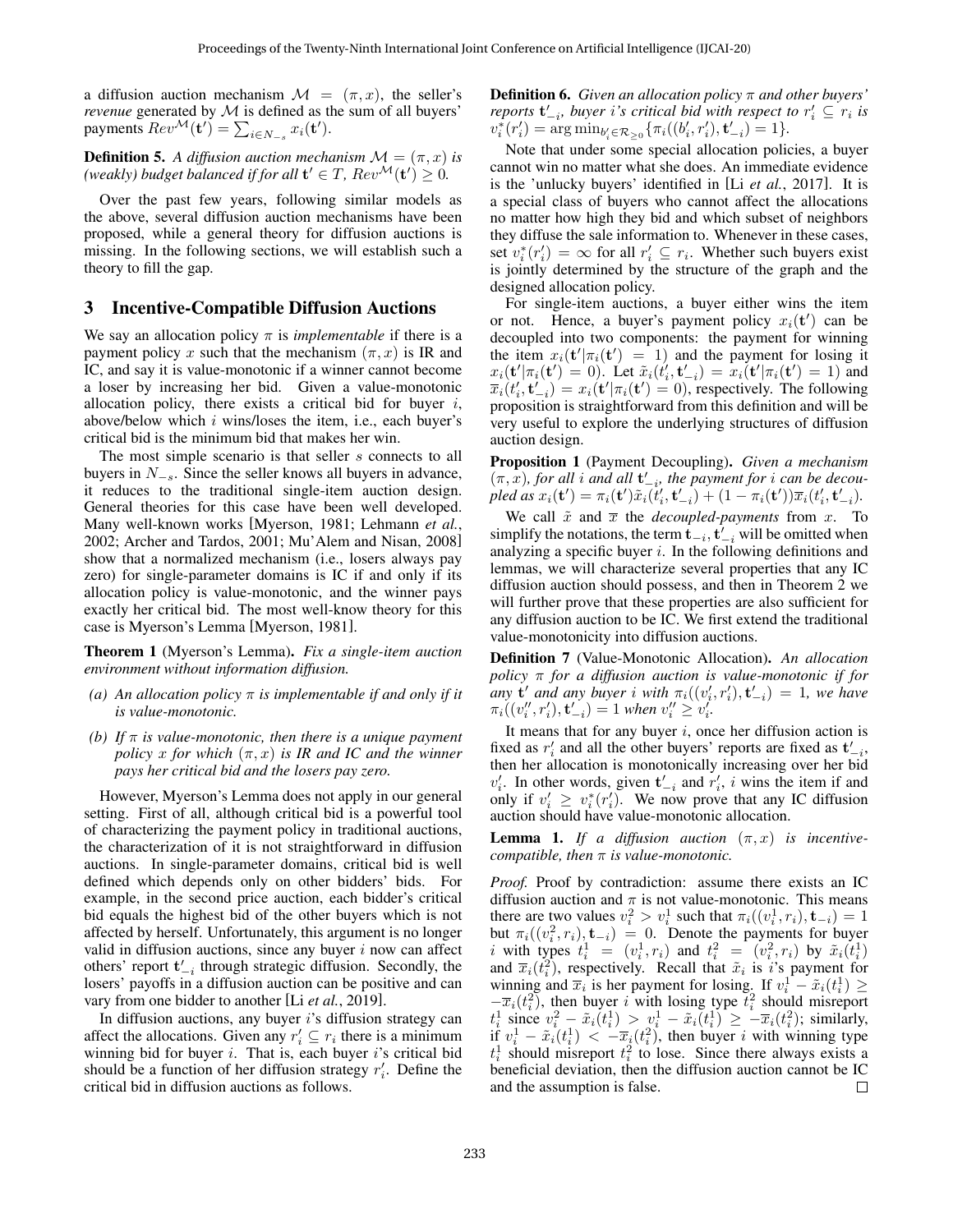a diffusion auction mechanism $\mathcal{M} = (\pi, x)$, the seller's *revenue* generated by $\mathcal{M}$ is defined as the sum of all buyers' payments $Rev^{\mathcal{M}}(\mathbf{t}') = \sum_{i \in N_{-s}} x_i(\mathbf{t}')$.

**Definition 5.** *A diffusion auction mechanism $\mathcal{M} = (\pi, x)$ is (weakly) budget balanced if for all $\mathbf{t}' \in T$, $Rev^{\mathcal{M}}(\mathbf{t}') \geq 0$.*

Over the past few years, following similar models as the above, several diffusion auction mechanisms have been proposed, while a general theory for diffusion auctions is missing. In the following sections, we will establish such a theory to fill the gap.

## 3 Incentive-Compatible Diffusion Auctions

We say an allocation policy $\pi$ is *implementable* if there is a payment policy $x$ such that the mechanism $(\pi, x)$ is IR and IC, and say it is value-monotonic if a winner cannot become a loser by increasing her bid. Given a value-monotonic allocation policy, there exists a critical bid for buyer $i$, above/below which $i$ wins/loses the item, i.e., each buyer's critical bid is the minimum bid that makes her win.

The most simple scenario is that seller $s$ connects to all buyers in $N_{-s}$. Since the seller knows all buyers in advance, it reduces to the traditional single-item auction design. General theories for this case have been well developed. Many well-known works [Myerson, 1981; Lehmann *et al.*, 2002; Archer and Tardos, 2001; Mu'Alem and Nisan, 2008] show that a normalized mechanism (i.e., losers always pay zero) for single-parameter domains is IC if and only if its allocation policy is value-monotonic, and the winner pays exactly her critical bid. The most well-know theory for this case is Myerson's Lemma [Myerson, 1981].

**Theorem 1** (Myerson's Lemma)**.** *Fix a single-item auction environment without information diffusion.*

- *(a) An allocation policy $\pi$ is implementable if and only if it is value-monotonic.*
- *(b) If $\pi$ is value-monotonic, then there is a unique payment policy $x$ for which $(\pi, x)$ is IR and IC and the winner pays her critical bid and the losers pay zero.*

However, Myerson's Lemma does not apply in our general setting. First of all, although critical bid is a powerful tool of characterizing the payment policy in traditional auctions, the characterization of it is not straightforward in diffusion auctions. In single-parameter domains, critical bid is well defined which depends only on other bidders' bids. For example, in the second price auction, each bidder's critical bid equals the highest bid of the other buyers which is not affected by herself. Unfortunately, this argument is no longer valid in diffusion auctions, since any buyer $i$ now can affect others' report $\mathbf{t}'_{-i}$ through strategic diffusion. Secondly, the losers' payoffs in a diffusion auction can be positive and can vary from one bidder to another [Li *et al.*, 2019].

In diffusion auctions, any buyer $i$'s diffusion strategy can affect the allocations. Given any $r'_i \subseteq r_i$ there is a minimum winning bid for buyer $i$. That is, each buyer $i$'s critical bid should be a function of her diffusion strategy $r'_i$. Define the critical bid in diffusion auctions as follows.

**Definition 6.** *Given an allocation policy $\pi$ and other buyers' reports $\mathbf{t}'_{-i}$, buyer $i$'s critical bid with respect to $r'_i \subseteq r_i$ is $v^*_i(r'_i) = \arg\min_{b'_i \in \mathcal{R}_{\geq 0}} \{\pi_i((b'_i, r'_i), \mathbf{t}'_{-i}) = 1\}$.*

Note that under some special allocation policies, a buyer cannot win no matter what she does. An immediate evidence is the 'unlucky buyers' identified in [Li *et al.*, 2017]. It is a special class of buyers who cannot affect the allocations no matter how high they bid and which subset of neighbors they diffuse the sale information to. Whenever in these cases, set $v^*_i(r'_i) = \infty$ for all $r'_i \subseteq r_i$. Whether such buyers exist is jointly determined by the structure of the graph and the designed allocation policy.

For single-item auctions, a buyer either wins the item or not. Hence, a buyer's payment policy $x_i(\mathbf{t}')$ can be decoupled into two components: the payment for winning the item $x_i(\mathbf{t}'|\pi_i(\mathbf{t}') = 1)$ and the payment for losing it $x_i(\mathbf{t}'|\pi_i(\mathbf{t}') = 0)$. Let $\tilde{x}_i(t'_i, \mathbf{t}'_{-i}) = x_i(\mathbf{t}'|\pi_i(\mathbf{t}') = 1)$ and $\overline{x}_i(t'_i, \mathbf{t}'_{-i}) = x_i(\mathbf{t}'|\pi_i(\mathbf{t}') = 0)$, respectively. The following proposition is straightforward from this definition and will be very useful to explore the underlying structures of diffusion auction design.

**Proposition 1** (Payment Decoupling)**.** *Given a mechanism $(\pi, x)$, for all $i$ and all $\mathbf{t}'_{-i}$, the payment for $i$ can be decoupled as $x_i(\mathbf{t}') = \pi_i(\mathbf{t}')\tilde{x}_i(t'_i, \mathbf{t}'_{-i}) + (1 - \pi_i(\mathbf{t}'))\overline{x}_i(t'_i, \mathbf{t}'_{-i})$.*

We call $\tilde{x}$ and $\overline{x}$ the *decoupled-payments* from $x$. To simplify the notations, the term $\mathbf{t}_{-i}, \mathbf{t}'_{-i}$ will be omitted when analyzing a specific buyer $i$. In the following definitions and lemmas, we will characterize several properties that any IC diffusion auction should possess, and then in Theorem 2 we will further prove that these properties are also sufficient for any diffusion auction to be IC. We first extend the traditional value-monotonicity into diffusion auctions.

**Definition 7** (Value-Monotonic Allocation)**.** *An allocation policy $\pi$ for a diffusion auction is value-monotonic if for any $\mathbf{t}'$ and any buyer $i$ with $\pi_i((v'_i, r'_i), \mathbf{t}'_{-i}) = 1$, we have $\pi_i((v''_i, r'_i), \mathbf{t}'_{-i}) = 1$ when $v''_i \geq v'_i$.*

It means that for any buyer $i$, once her diffusion action is fixed as $r'_i$ and all the other buyers' reports are fixed as $\mathbf{t}'_{-i}$, then her allocation is monotonically increasing over her bid $v'_i$. In other words, given $\mathbf{t}'_{-i}$ and $r'_i$, $i$ wins the item if and only if $v'_i \geq v^*_i(r'_i)$. We now prove that any IC diffusion auction should have value-monotonic allocation.

**Lemma 1.** *If a diffusion auction $(\pi, x)$ is incentive-compatible, then $\pi$ is value-monotonic.*

*Proof.* Proof by contradiction: assume there exists an IC diffusion auction and $\pi$ is not value-monotonic. This means there are two values $v^2_i > v^1_i$ such that $\pi_i((v^1_i, r_i), \mathbf{t}_{-i}) = 1$ but $\pi_i((v^2_i, r_i), \mathbf{t}_{-i}) = 0$. Denote the payments for buyer $i$ with types $t^1_i = (v^1_i, r_i)$ and $t^2_i = (v^2_i, r_i)$ by $\tilde{x}_i(t^1_i)$ and $\overline{x}_i(t^2_i)$, respectively. Recall that $\tilde{x}_i$ is $i$'s payment for winning and $\overline{x}_i$ is her payment for losing. If $v^1_i - \tilde{x}_i(t^1_i) \geq -\overline{x}_i(t^2_i)$, then buyer $i$ with losing type $t^2_i$ should misreport $t^1_i$ since $v^2_i - \tilde{x}_i(t^1_i) > v^1_i - \tilde{x}_i(t^1_i) \geq -\overline{x}_i(t^2_i)$; similarly, if $v^1_i - \tilde{x}_i(t^1_i) < -\overline{x}_i(t^2_i)$, then buyer $i$ with winning type $t^1_i$ should misreport $t^2_i$ to lose. Since there always exists a beneficial deviation, then the diffusion auction cannot be IC and the assumption is false. $\square$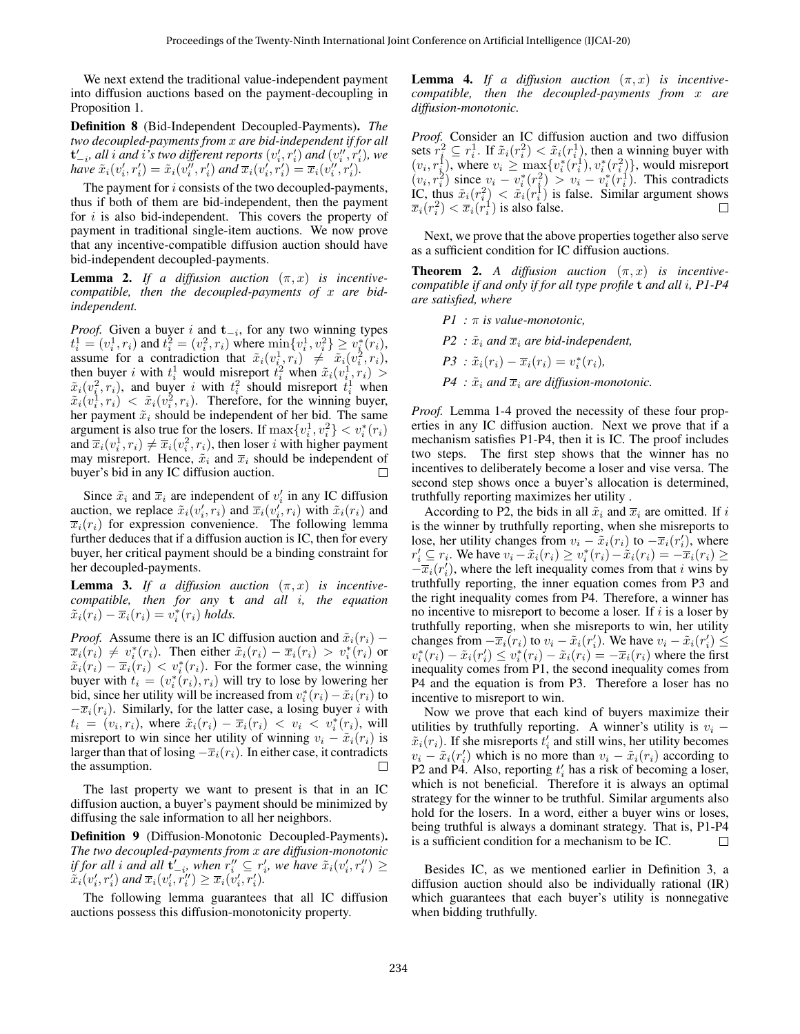We next extend the traditional value-independent payment into diffusion auctions based on the payment-decoupling in Proposition 1.

**Definition 8** (Bid-Independent Decoupled-Payments). *The two decoupled-payments from $x$ are bid-independent if for all $\mathbf{t}'_{-i}$, all $i$ and $i$'s two different reports $(v'_i, r'_i)$ and $(v''_i, r'_i)$, we have $\tilde{x}_i(v'_i, r'_i) = \tilde{x}_i(v''_i, r'_i)$ and $\overline{x}_i(v'_i, r'_i) = \overline{x}_i(v''_i, r'_i)$.*

The payment for $i$ consists of the two decoupled-payments, thus if both of them are bid-independent, then the payment for $i$ is also bid-independent. This covers the property of payment in traditional single-item auctions. We now prove that any incentive-compatible diffusion auction should have bid-independent decoupled-payments.

**Lemma 2.** *If a diffusion auction $(\pi, x)$ is incentive-compatible, then the decoupled-payments of $x$ are bid-independent.*

*Proof.* Given a buyer $i$ and $\mathbf{t}_{-i}$, for any two winning types $t^1_i = (v^1_i, r_i)$ and $t^2_i = (v^2_i, r_i)$ where $\min\{v^1_i, v^2_i\} \geq v^*_i(r_i)$, assume for a contradiction that $\tilde{x}_i(v^1_i, r_i) \neq \tilde{x}_i(v^2_i, r_i)$, then buyer $i$ with $t^1_i$ would misreport $t^2_i$ when $\tilde{x}_i(v^1_i, r_i) > \tilde{x}_i(v^2_i, r_i)$, and buyer $i$ with $t^2_i$ should misreport $t^1_i$ when $\tilde{x}_i(v^1_i, r_i) < \tilde{x}_i(v^2_i, r_i)$. Therefore, for the winning buyer, her payment $\tilde{x}_i$ should be independent of her bid. The same argument is also true for the losers. If $\max\{v^1_i, v^2_i\} < v^*_i(r_i)$ and $\overline{x}_i(v^1_i, r_i) \neq \overline{x}_i(v^2_i, r_i)$, then loser $i$ with higher payment may misreport. Hence, $\tilde{x}_i$ and $\overline{x}_i$ should be independent of buyer's bid in any IC diffusion auction. $\square$

Since $\tilde{x}_i$ and $\overline{x}_i$ are independent of $v'_i$ in any IC diffusion auction, we replace $\tilde{x}_i(v'_i, r_i)$ and $\overline{x}_i(v'_i, r_i)$ with $\tilde{x}_i(r_i)$ and $\overline{x}_i(r_i)$ for expression convenience. The following lemma further deduces that if a diffusion auction is IC, then for every buyer, her critical payment should be a binding constraint for her decoupled-payments.

**Lemma 3.** *If a diffusion auction $(\pi, x)$ is incentive-compatible, then for any $\mathbf{t}$ and all $i$, the equation $\tilde{x}_i(r_i) - \overline{x}_i(r_i) = v^*_i(r_i)$ holds.*

*Proof.* Assume there is an IC diffusion auction and $\tilde{x}_i(r_i) - \overline{x}_i(r_i) \neq v^*_i(r_i)$. Then either $\tilde{x}_i(r_i) - \overline{x}_i(r_i) > v^*_i(r_i)$ or $\tilde{x}_i(r_i) - \overline{x}_i(r_i) < v^*_i(r_i)$. For the former case, the winning buyer with $t_i = (v^*_i(r_i), r_i)$ will try to lose by lowering her bid, since her utility will be increased from $v^*_i(r_i) - \tilde{x}_i(r_i)$ to $-\overline{x}_i(r_i)$. Similarly, for the latter case, a losing buyer $i$ with $t_i = (v_i, r_i)$, where $\tilde{x}_i(r_i) - \overline{x}_i(r_i) < v_i < v^*_i(r_i)$, will misreport to win since her utility of winning $v_i - \tilde{x}_i(r_i)$ is larger than that of losing $-\overline{x}_i(r_i)$. In either case, it contradicts the assumption. $\square$

The last property we want to present is that in an IC diffusion auction, a buyer's payment should be minimized by diffusing the sale information to all her neighbors.

**Definition 9** (Diffusion-Monotonic Decoupled-Payments). *The two decoupled-payments from $x$ are diffusion-monotonic if for all $i$ and all $\mathbf{t}'_{-i}$, when $r''_i \subseteq r'_i$, we have $\tilde{x}_i(v'_i, r''_i) \geq \tilde{x}_i(v'_i, r'_i)$ and $\overline{x}_i(v'_i, r''_i) \geq \overline{x}_i(v'_i, r'_i)$.*

The following lemma guarantees that all IC diffusion auctions possess this diffusion-monotonicity property.

**Lemma 4.** *If a diffusion auction $(\pi, x)$ is incentive-compatible, then the decoupled-payments from $x$ are diffusion-monotonic.*

*Proof.* Consider an IC diffusion auction and two diffusion sets $r^2_i \subseteq r^1_i$. If $\tilde{x}_i(r^2_i) < \tilde{x}_i(r^1_i)$, then a winning buyer with $(v_i, r^1_i)$, where $v_i \geq \max\{v^*_i(r^1_i), v^*_i(r^2_i)\}$, would misreport $(v_i, r^2_i)$ since $v_i - v^*_i(r^2_i) > v_i - v^*_i(r^1_i)$. This contradicts IC, thus $\tilde{x}_i(r^2_i) < \tilde{x}_i(r^1_i)$ is false. Similar argument shows $\overline{x}_i(r^2_i) < \overline{x}_i(r^1_i)$ is also false. $\square$

Next, we prove that the above properties together also serve as a sufficient condition for IC diffusion auctions.

**Theorem 2.** *A diffusion auction $(\pi, x)$ is incentive-compatible if and only if for all type profile $\mathbf{t}$ and all $i$, P1-P4 are satisfied, where*

*P1 : $\pi$ is value-monotonic,*

*P2 : $\tilde{x}_i$ and $\overline{x}_i$ are bid-independent,*

*P3 : $\tilde{x}_i(r_i) - \overline{x}_i(r_i) = v^*_i(r_i)$,*

*P4 : $\tilde{x}_i$ and $\overline{x}_i$ are diffusion-monotonic.*

*Proof.* Lemma 1-4 proved the necessity of these four properties in any IC diffusion auction. Next we prove that if a mechanism satisfies P1-P4, then it is IC. The proof includes two steps. The first step shows that the winner has no incentives to deliberately become a loser and vise versa. The second step shows once a buyer's allocation is determined, truthfully reporting maximizes her utility .

According to P2, the bids in all $\tilde{x}_i$ and $\overline{x}_i$ are omitted. If $i$ is the winner by truthfully reporting, when she misreports to lose, her utility changes from $v_i - \tilde{x}_i(r_i)$ to $-\overline{x}_i(r'_i)$, where $r'_i \subseteq r_i$. We have $v_i - \tilde{x}_i(r_i) \geq v^*_i(r_i) - \tilde{x}_i(r_i) = -\overline{x}_i(r_i) \geq -\overline{x}_i(r'_i)$, where the left inequality comes from that $i$ wins by truthfully reporting, the inner equation comes from P3 and the right inequality comes from P4. Therefore, a winner has no incentive to misreport to become a loser. If $i$ is a loser by truthfully reporting, when she misreports to win, her utility changes from $-\overline{x}_i(r_i)$ to $v_i - \tilde{x}_i(r'_i)$. We have $v_i - \tilde{x}_i(r'_i) \leq v^*_i(r_i) - \tilde{x}_i(r'_i) \leq v^*_i(r_i) - \tilde{x}_i(r_i) = -\overline{x}_i(r_i)$ where the first inequality comes from P1, the second inequality comes from P4 and the equation is from P3. Therefore a loser has no incentive to misreport to win.

Now we prove that each kind of buyers maximize their utilities by truthfully reporting. A winner's utility is $v_i - \tilde{x}_i(r_i)$. If she misreports $t'_i$ and still wins, her utility becomes $v_i - \tilde{x}_i(r'_i)$ which is no more than $v_i - \tilde{x}_i(r_i)$ according to P2 and P4. Also, reporting $t'_i$ has a risk of becoming a loser, which is not beneficial. Therefore it is always an optimal strategy for the winner to be truthful. Similar arguments also hold for the losers. In a word, either a buyer wins or loses, being truthful is always a dominant strategy. That is, P1-P4 is a sufficient condition for a mechanism to be IC. $\square$

Besides IC, as we mentioned earlier in Definition 3, a diffusion auction should also be individually rational (IR) which guarantees that each buyer's utility is nonnegative when bidding truthfully.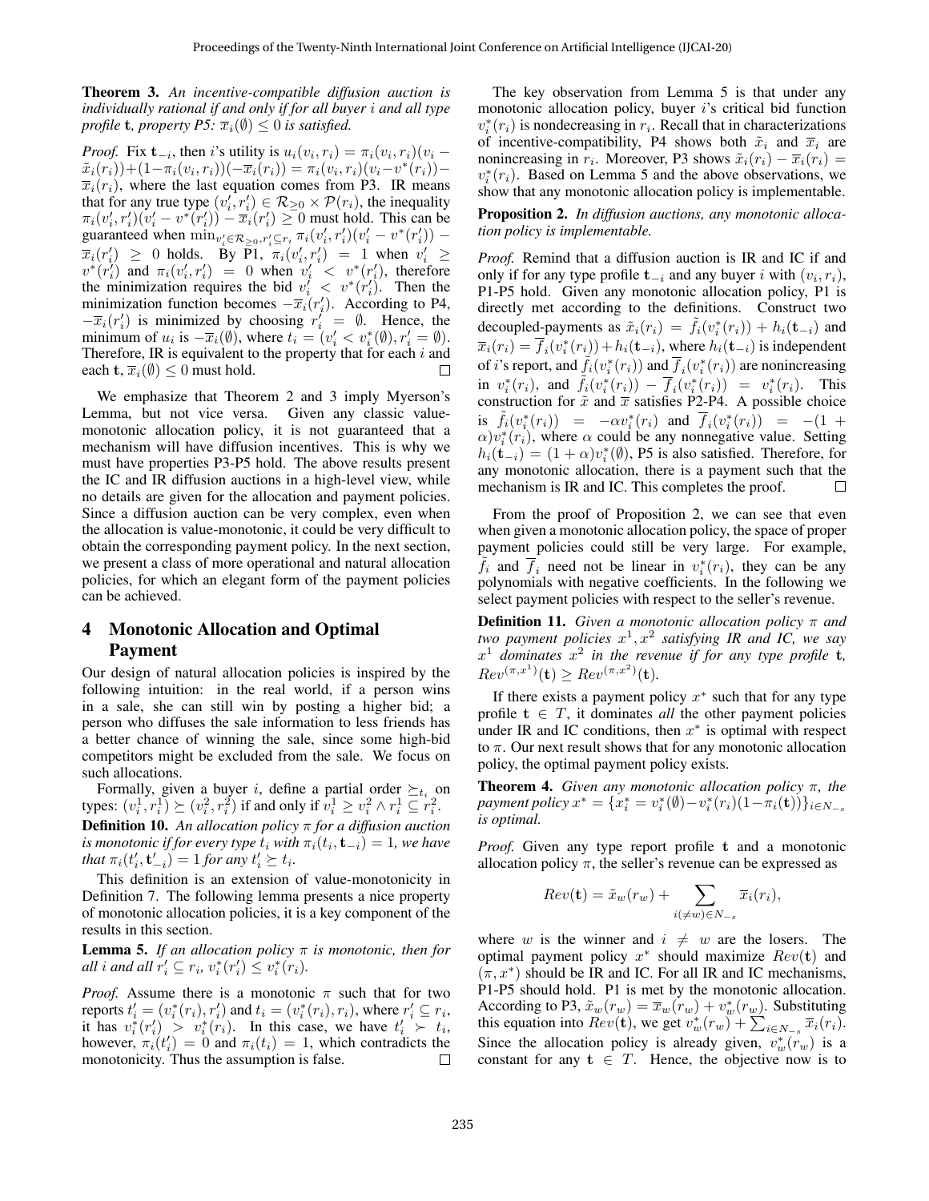**Theorem 3.** *An incentive-compatible diffusion auction is individually rational if and only if for all buyer $i$ and all type profile $\mathbf{t}$, property P5: $\overline{x}_i(\emptyset) \leq 0$ is satisfied.*

*Proof.* Fix $\mathbf{t}_{-i}$, then $i$'s utility is $u_i(v_i, r_i) = \pi_i(v_i, r_i)(v_i - \tilde{x}_i(r_i)) + (1 - \pi_i(v_i, r_i))(-\overline{x}_i(r_i)) = \pi_i(v_i, r_i)(v_i - v^*(r_i)) - \overline{x}_i(r_i)$, where the last equation comes from P3. IR means that for any true type $(v_i', r_i') \in \mathcal{R}_{\geq 0} \times \mathcal{P}(r_i)$, the inequality $\pi_i(v_i', r_i')(v_i' - v^*(r_i')) - \overline{x}_i(r_i') \geq 0$ must hold. This can be guaranteed when $\min_{v_i' \in \mathcal{R}_{\geq 0}, r_i' \subseteq r_i} \pi_i(v_i', r_i')(v_i' - v^*(r_i')) - \overline{x}_i(r_i') \geq 0$ holds. By P1, $\pi_i(v_i', r_i') = 1$ when $v_i' \geq v^*(r_i')$ and $\pi_i(v_i', r_i') = 0$ when $v_i' < v^*(r_i')$, therefore the minimization requires the bid $v_i' < v^*(r_i')$. Then the minimization function becomes $-\overline{x}_i(r_i')$. According to P4, $-\overline{x}_i(r_i')$ is minimized by choosing $r_i' = \emptyset$. Hence, the minimum of $u_i$ is $-\overline{x}_i(\emptyset)$, where $t_i = (v_i' < v_i^*(\emptyset), r_i' = \emptyset)$. Therefore, IR is equivalent to the property that for each $i$ and each $\mathbf{t}$, $\overline{x}_i(\emptyset) \leq 0$ must hold. □

We emphasize that Theorem 2 and 3 imply Myerson's Lemma, but not vice versa. Given any classic value-monotonic allocation policy, it is not guaranteed that a mechanism will have diffusion incentives. This is why we must have properties P3-P5 hold. The above results present the IC and IR diffusion auctions in a high-level view, while no details are given for the allocation and payment policies. Since a diffusion auction can be very complex, even when the allocation is value-monotonic, it could be very difficult to obtain the corresponding payment policy. In the next section, we present a class of more operational and natural allocation policies, for which an elegant form of the payment policies can be achieved.

## 4 Monotonic Allocation and Optimal Payment

Our design of natural allocation policies is inspired by the following intuition: in the real world, if a person wins in a sale, she can still win by posting a higher bid; a person who diffuses the sale information to less friends has a better chance of winning the sale, since some high-bid competitors might be excluded from the sale. We focus on such allocations.

Formally, given a buyer $i$, define a partial order $\succeq_{t_i}$ on types: $(v_i^1, r_i^1) \succeq (v_i^2, r_i^2)$ if and only if $v_i^1 \geq v_i^2 \wedge r_i^1 \subseteq r_i^2$.

**Definition 10.** *An allocation policy $\pi$ for a diffusion auction is monotonic if for every type $t_i$ with $\pi_i(t_i, \mathbf{t}_{-i}) = 1$, we have that $\pi_i(t_i', \mathbf{t}_{-i}') = 1$ for any $t_i' \succeq t_i$.*

This definition is an extension of value-monotonicity in Definition 7. The following lemma presents a nice property of monotonic allocation policies, it is a key component of the results in this section.

**Lemma 5.** *If an allocation policy $\pi$ is monotonic, then for all $i$ and all $r_i' \subseteq r_i$, $v_i^*(r_i') \leq v_i^*(r_i)$.*

*Proof.* Assume there is a monotonic $\pi$ such that for two reports $t_i' = (v_i^*(r_i), r_i')$ and $t_i = (v_i^*(r_i), r_i)$, where $r_i' \subseteq r_i$, it has $v_i^*(r_i') > v_i^*(r_i)$. In this case, we have $t_i' \succ t_i$, however, $\pi_i(t_i') = 0$ and $\pi_i(t_i) = 1$, which contradicts the monotonicity. Thus the assumption is false. □

The key observation from Lemma 5 is that under any monotonic allocation policy, buyer $i$'s critical bid function $v_i^*(r_i)$ is nondecreasing in $r_i$. Recall that in characterizations of incentive-compatibility, P4 shows both $\tilde{x}_i$ and $\overline{x}_i$ are nonincreasing in $r_i$. Moreover, P3 shows $\tilde{x}_i(r_i) - \overline{x}_i(r_i) = v_i^*(r_i)$. Based on Lemma 5 and the above observations, we show that any monotonic allocation policy is implementable.

**Proposition 2.** *In diffusion auctions, any monotonic allocation policy is implementable.*

*Proof.* Remind that a diffusion auction is IR and IC if and only if for any type profile $\mathbf{t}_{-i}$ and any buyer $i$ with $(v_i, r_i)$, P1-P5 hold. Given any monotonic allocation policy, P1 is directly met according to the definitions. Construct two decoupled-payments as $\tilde{x}_i(r_i) = \tilde{f}_i(v_i^*(r_i)) + h_i(\mathbf{t}_{-i})$ and $\overline{x}_i(r_i) = \overline{f}_i(v_i^*(r_i)) + h_i(\mathbf{t}_{-i})$, where $h_i(\mathbf{t}_{-i})$ is independent of $i$'s report, and $\tilde{f}_i(v_i^*(r_i))$ and $\overline{f}_i(v_i^*(r_i))$ are nonincreasing in $v_i^*(r_i)$, and $\tilde{f}_i(v_i^*(r_i)) - \overline{f}_i(v_i^*(r_i)) = v_i^*(r_i)$. This construction for $\tilde{x}$ and $\overline{x}$ satisfies P2-P4. A possible choice is $\tilde{f}_i(v_i^*(r_i)) = -\alpha v_i^*(r_i)$ and $\overline{f}_i(v_i^*(r_i)) = -(1 + \alpha)v_i^*(r_i)$, where $\alpha$ could be any nonnegative value. Setting $h_i(\mathbf{t}_{-i}) = (1 + \alpha)v_i^*(\emptyset)$, P5 is also satisfied. Therefore, for any monotonic allocation, there is a payment such that the mechanism is IR and IC. This completes the proof. □

From the proof of Proposition 2, we can see that even when given a monotonic allocation policy, the space of proper payment policies could still be very large. For example, $\tilde{f}_i$ and $\overline{f}_i$ need not be linear in $v_i^*(r_i)$, they can be any polynomials with negative coefficients. In the following we select payment policies with respect to the seller's revenue.

**Definition 11.** *Given a monotonic allocation policy $\pi$ and two payment policies $x^1, x^2$ satisfying IR and IC, we say $x^1$ dominates $x^2$ in the revenue if for any type profile $\mathbf{t}$, $Rev^{(\pi, x^1)}(\mathbf{t}) \geq Rev^{(\pi, x^2)}(\mathbf{t})$.*

If there exists a payment policy $x^*$ such that for any type profile $\mathbf{t} \in T$, it dominates *all* the other payment policies under IR and IC conditions, then $x^*$ is optimal with respect to $\pi$. Our next result shows that for any monotonic allocation policy, the optimal payment policy exists.

**Theorem 4.** *Given any monotonic allocation policy $\pi$, the payment policy $x^* = \{x_i^* = v_i^*(\emptyset) - v_i^*(r_i)(1 - \pi_i(\mathbf{t}))\}_{i \in N_{-s}}$ is optimal.*

*Proof.* Given any type report profile $\mathbf{t}$ and a monotonic allocation policy $\pi$, the seller's revenue can be expressed as

$$Rev(\mathbf{t}) = \tilde{x}_w(r_w) + \sum_{i (\neq w) \in N_{-s}} \overline{x}_i(r_i),$$

where $w$ is the winner and $i \neq w$ are the losers. The optimal payment policy $x^*$ should maximize $Rev(\mathbf{t})$ and $(\pi, x^*)$ should be IR and IC. For all IR and IC mechanisms, P1-P5 should hold. P1 is met by the monotonic allocation. According to P3, $\tilde{x}_w(r_w) = \overline{x}_w(r_w) + v_w^*(r_w)$. Substituting this equation into $Rev(\mathbf{t})$, we get $v_w^*(r_w) + \sum_{i \in N_{-s}} \overline{x}_i(r_i)$. Since the allocation policy is already given, $v_w^*(r_w)$ is a constant for any $\mathbf{t} \in T$. Hence, the objective now is to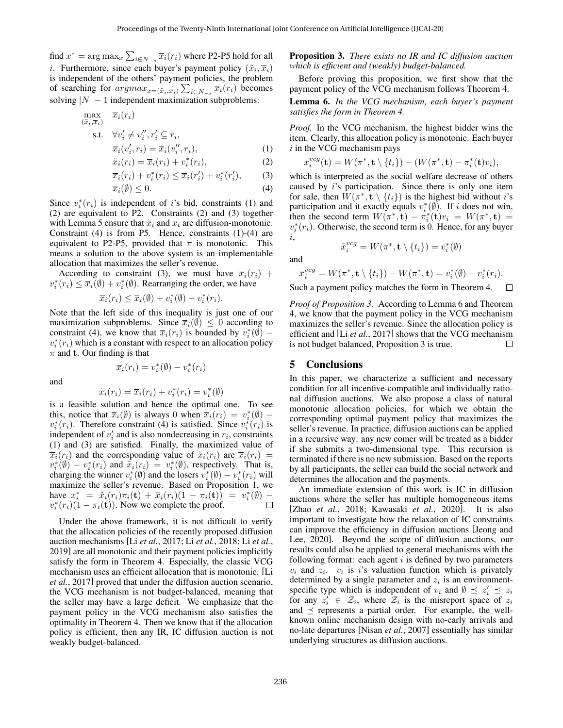find $x^* = \arg\max_x \sum_{i \in N_{-s}} \overline{x}_i(r_i)$ where P2-P5 hold for all $i$. Furthermore, since each buyer's payment policy $(\tilde{x}_i, \overline{x}_i)$ is independent of the others' payment policies, the problem of searching for $argmax_{x=(\tilde{x}_i,\overline{x}_i)} \sum_{i \in N_{-s}} \overline{x}_i(r_i)$ becomes solving $|N|-1$ independent maximization subproblems:

$$
\begin{aligned}
\max_{(\tilde{x}_i,\overline{x}_i)} \quad & \overline{x}_i(r_i) \\
\text{s.t.} \quad & \forall v_i' \neq v_i'', r_i' \subseteq r_i, \\
& \overline{x}_i(v_i', r_i) = \overline{x}_i(v_i'', r_i), && (1) \\
& \tilde{x}_i(r_i) = \overline{x}_i(r_i) + v_i^*(r_i), && (2) \\
& \overline{x}_i(r_i) + v_i^*(r_i) \leq \overline{x}_i(r_i') + v_i^*(r_i'), && (3) \\
& \overline{x}_i(\emptyset) \leq 0. && (4)
\end{aligned}
$$

Since $v_i^*(r_i)$ is independent of $i$'s bid, constraints (1) and (2) are equivalent to P2. Constraints (2) and (3) together with Lemma 5 ensure that $\tilde{x}_i$ and $\overline{x}_i$ are diffusion-monotonic. Constraint (4) is from P5. Hence, constraints (1)-(4) are equivalent to P2-P5, provided that $\pi$ is monotonic. This means a solution to the above system is an implementable allocation that maximizes the seller's revenue.

According to constraint (3), we must have $\overline{x}_i(r_i) + v_i^*(r_i) \leq \overline{x}_i(\emptyset) + v_i^*(\emptyset)$. Rearranging the order, we have

$$\overline{x}_i(r_i) \leq \overline{x}_i(\emptyset) + v_i^*(\emptyset) - v_i^*(r_i).$$

Note that the left side of this inequality is just one of our maximization subproblems. Since $\overline{x}_i(\emptyset) \leq 0$ according to constraint (4), we know that $\overline{x}_i(r_i)$ is bounded by $v_i^*(\emptyset) - v_i^*(r_i)$ which is a constant with respect to an allocation policy $\pi$ and $\mathbf{t}$. Our finding is that

$$\overline{x}_i(r_i) = v_i^*(\emptyset) - v_i^*(r_i)$$

and

$$\tilde{x}_i(r_i) = \overline{x}_i(r_i) + v_i^*(r_i) = v_i^*(\emptyset)$$

is a feasible solution and hence the optimal one. To see this, notice that $\overline{x}_i(\emptyset)$ is always 0 when $\overline{x}_i(r_i) = v_i^*(\emptyset) - v_i^*(r_i)$. Therefore constraint (4) is satisfied. Since $v_i^*(r_i)$ is independent of $v_i'$ and is also nondecreasing in $r_i$, constraints (1) and (3) are satisfied. Finally, the maximized value of $\overline{x}_i(r_i)$ and the corresponding value of $\tilde{x}_i(r_i)$ are $\overline{x}_i(r_i) = v_i^*(\emptyset) - v_i^*(r_i)$ and $\tilde{x}_i(r_i) = v_i^*(\emptyset)$, respectively. That is, charging the winner $v_i^*(\emptyset)$ and the losers $v_i^*(\emptyset) - v_i^*(r_i)$ will maximize the seller's revenue. Based on Proposition 1, we have $x_i^* = \tilde{x}_i(r_i)\pi_i(\mathbf{t}) + \overline{x}_i(r_i)(1 - \pi_i(\mathbf{t})) = v_i^*(\emptyset) - v_i^*(r_i)(1 - \pi_i(\mathbf{t}))$. Now we complete the proof. □

Under the above framework, it is not difficult to verify that the allocation policies of the recently proposed diffusion auction mechanisms [Li *et al.*, 2017; Li *et al.*, 2018; Li *et al.*, 2019] are all monotonic and their payment policies implicitly satisfy the form in Theorem 4. Especially, the classic VCG mechanism uses an efficient allocation that is monotonic. [Li *et al.*, 2017] proved that under the diffusion auction scenario, the VCG mechanism is not budget-balanced, meaning that the seller may have a large deficit. We emphasize that the payment policy in the VCG mechanism also satisfies the optimality in Theorem 4. Then we know that if the allocation policy is efficient, then any IR, IC diffusion auction is not weakly budget-balanced.

**Proposition 3.** *There exists no IR and IC diffusion auction which is efficient and (weakly) budget-balanced.*

Before proving this proposition, we first show that the payment policy of the VCG mechanism follows Theorem 4.

**Lemma 6.** *In the VCG mechanism, each buyer's payment satisfies the form in Theorem 4.*

*Proof.* In the VCG mechanism, the highest bidder wins the item. Clearly, this allocation policy is monotonic. Each buyer $i$ in the VCG mechanism pays

$$x_i^{vcg}(\mathbf{t}) = W(\pi^*, \mathbf{t} \setminus \{t_i\}) - (W(\pi^*, \mathbf{t}) - \pi_i^*(\mathbf{t})v_i),$$

which is interpreted as the social welfare decrease of others caused by $i$'s participation. Since there is only one item for sale, then $W(\pi^*, \mathbf{t} \setminus \{t_i\})$ is the highest bid without $i$'s participation and it exactly equals $v_i^*(\emptyset)$. If $i$ does not win, then the second term $W(\pi^*, \mathbf{t}) - \pi_i^*(\mathbf{t})v_i = W(\pi^*, \mathbf{t}) = v_i^*(r_i)$. Otherwise, the second term is 0. Hence, for any buyer $i$,

$$\tilde{x}_i^{vcg} = W(\pi^*, \mathbf{t} \setminus \{t_i\}) = v_i^*(\emptyset)$$

and

$$\overline{x}_i^{vcg} = W(\pi^*, \mathbf{t} \setminus \{t_i\}) - W(\pi^*, \mathbf{t}) = v_i^*(\emptyset) - v_i^*(r_i).$$

Such a payment policy matches the form in Theorem 4. □

*Proof of Proposition 3.* According to Lemma 6 and Theorem 4, we know that the payment policy in the VCG mechanism maximizes the seller's revenue. Since the allocation policy is efficient and [Li *et al.*, 2017] shows that the VCG mechanism is not budget balanced, Proposition 3 is true. □

## 5 Conclusions

In this paper, we characterize a sufficient and necessary condition for all incentive-compatible and individually rational diffusion auctions. We also propose a class of natural monotonic allocation policies, for which we obtain the corresponding optimal payment policy that maximizes the seller's revenue. In practice, diffusion auctions can be applied in a recursive way: any new comer will be treated as a bidder if she submits a two-dimensional type. This recursion is terminated if there is no new submission. Based on the reports by all participants, the seller can build the social network and determines the allocation and the payments.

An immediate extension of this work is IC in diffusion auctions where the seller has multiple homogeneous items [Zhao *et al.*, 2018; Kawasaki *et al.*, 2020]. It is also important to investigate how the relaxation of IC constraints can improve the efficiency in diffusion auctions [Jeong and Lee, 2020]. Beyond the scope of diffusion auctions, our results could also be applied to general mechanisms with the following format: each agent $i$ is defined by two parameters $v_i$ and $z_i$. $v_i$ is $i$'s valuation function which is privately determined by a single parameter and $z_i$ is an environment-specific type which is independent of $v_i$ and $\emptyset \preceq z_i' \preceq z_i$ for any $z_i' \in \mathcal{Z}_i$, where $\mathcal{Z}_i$ is the misreport space of $z_i$ and $\preceq$ represents a partial order. For example, the well-known online mechanism design with no-early arrivals and no-late departures [Nisan *et al.*, 2007] essentially has similar underlying structures as diffusion auctions.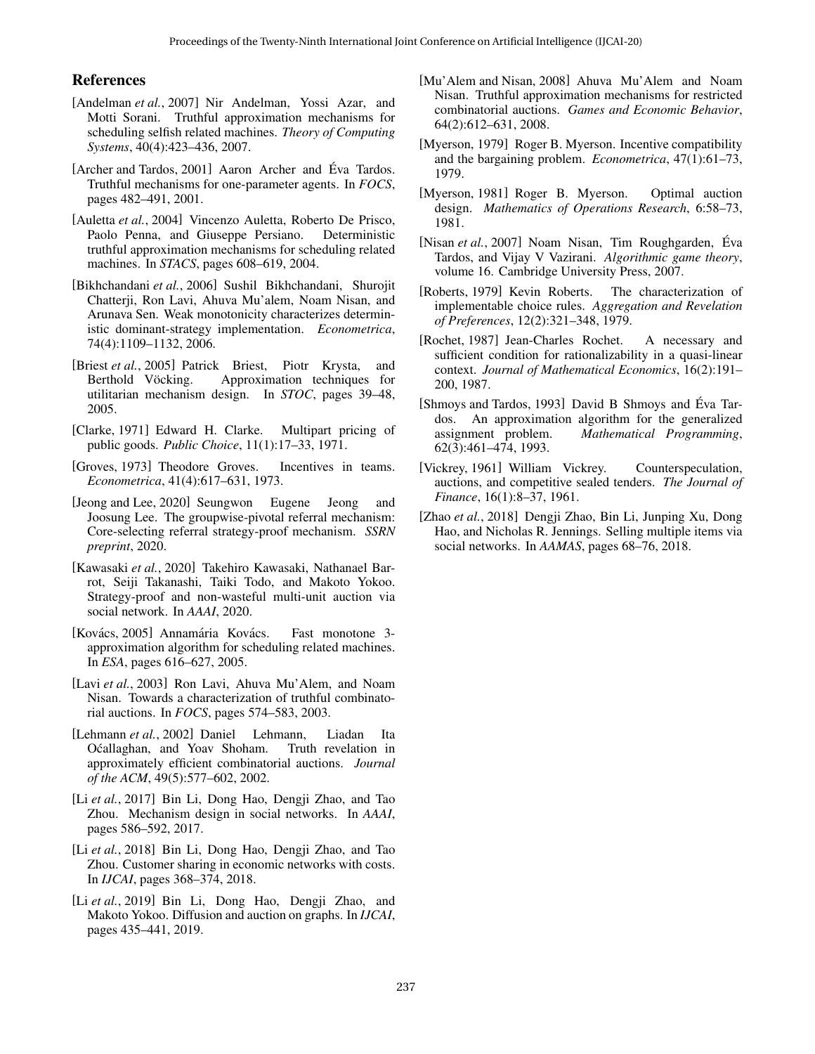## References

[Andelman *et al.*, 2007] Nir Andelman, Yossi Azar, and Motti Sorani. Truthful approximation mechanisms for scheduling selfish related machines. *Theory of Computing Systems*, 40(4):423–436, 2007.

[Archer and Tardos, 2001] Aaron Archer and Éva Tardos. Truthful mechanisms for one-parameter agents. In *FOCS*, pages 482–491, 2001.

[Auletta *et al.*, 2004] Vincenzo Auletta, Roberto De Prisco, Paolo Penna, and Giuseppe Persiano. Deterministic truthful approximation mechanisms for scheduling related machines. In *STACS*, pages 608–619, 2004.

[Bikhchandani *et al.*, 2006] Sushil Bikhchandani, Shurojit Chatterji, Ron Lavi, Ahuva Mu'alem, Noam Nisan, and Arunava Sen. Weak monotonicity characterizes deterministic dominant-strategy implementation. *Econometrica*, 74(4):1109–1132, 2006.

[Briest *et al.*, 2005] Patrick Briest, Piotr Krysta, and Berthold Vöcking. Approximation techniques for utilitarian mechanism design. In *STOC*, pages 39–48, 2005.

[Clarke, 1971] Edward H. Clarke. Multipart pricing of public goods. *Public Choice*, 11(1):17–33, 1971.

[Groves, 1973] Theodore Groves. Incentives in teams. *Econometrica*, 41(4):617–631, 1973.

[Jeong and Lee, 2020] Seungwon Eugene Jeong and Joosung Lee. The groupwise-pivotal referral mechanism: Core-selecting referral strategy-proof mechanism. *SSRN preprint*, 2020.

[Kawasaki *et al.*, 2020] Takehiro Kawasaki, Nathanael Barrot, Seiji Takanashi, Taiki Todo, and Makoto Yokoo. Strategy-proof and non-wasteful multi-unit auction via social network. In *AAAI*, 2020.

[Kovács, 2005] Annamária Kovács. Fast monotone 3-approximation algorithm for scheduling related machines. In *ESA*, pages 616–627, 2005.

[Lavi *et al.*, 2003] Ron Lavi, Ahuva Mu'Alem, and Noam Nisan. Towards a characterization of truthful combinatorial auctions. In *FOCS*, pages 574–583, 2003.

[Lehmann *et al.*, 2002] Daniel Lehmann, Liadan Ita Oćallaghan, and Yoav Shoham. Truth revelation in approximately efficient combinatorial auctions. *Journal of the ACM*, 49(5):577–602, 2002.

[Li *et al.*, 2017] Bin Li, Dong Hao, Dengji Zhao, and Tao Zhou. Mechanism design in social networks. In *AAAI*, pages 586–592, 2017.

[Li *et al.*, 2018] Bin Li, Dong Hao, Dengji Zhao, and Tao Zhou. Customer sharing in economic networks with costs. In *IJCAI*, pages 368–374, 2018.

[Li *et al.*, 2019] Bin Li, Dong Hao, Dengji Zhao, and Makoto Yokoo. Diffusion and auction on graphs. In *IJCAI*, pages 435–441, 2019.

[Mu'Alem and Nisan, 2008] Ahuva Mu'Alem and Noam Nisan. Truthful approximation mechanisms for restricted combinatorial auctions. *Games and Economic Behavior*, 64(2):612–631, 2008.

[Myerson, 1979] Roger B. Myerson. Incentive compatibility and the bargaining problem. *Econometrica*, 47(1):61–73, 1979.

[Myerson, 1981] Roger B. Myerson. Optimal auction design. *Mathematics of Operations Research*, 6:58–73, 1981.

[Nisan *et al.*, 2007] Noam Nisan, Tim Roughgarden, Éva Tardos, and Vijay V Vazirani. *Algorithmic game theory*, volume 16. Cambridge University Press, 2007.

[Roberts, 1979] Kevin Roberts. The characterization of implementable choice rules. *Aggregation and Revelation of Preferences*, 12(2):321–348, 1979.

[Rochet, 1987] Jean-Charles Rochet. A necessary and sufficient condition for rationalizability in a quasi-linear context. *Journal of Mathematical Economics*, 16(2):191–200, 1987.

[Shmoys and Tardos, 1993] David B Shmoys and Éva Tardos. An approximation algorithm for the generalized assignment problem. *Mathematical Programming*, 62(3):461–474, 1993.

[Vickrey, 1961] William Vickrey. Counterspeculation, auctions, and competitive sealed tenders. *The Journal of Finance*, 16(1):8–37, 1961.

[Zhao *et al.*, 2018] Dengji Zhao, Bin Li, Junping Xu, Dong Hao, and Nicholas R. Jennings. Selling multiple items via social networks. In *AAMAS*, pages 68–76, 2018.